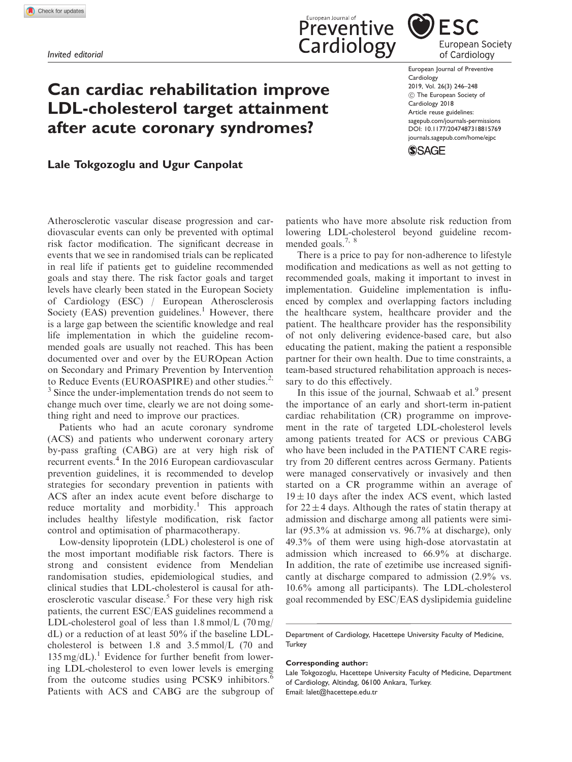*Invited editorial*

# Can cardiac rehabilitation improve LDL-cholesterol target attainment after acute coronary syndromes?

**Lale Tokgozoglu and Ugur Canpolat**

Atherosclerotic vascular disease progression and cardiovascular events can only be prevented with optimal risk factor modification. The significant decrease in events that we see in randomised trials can be replicated in real life if patients get to guideline recommended goals and stay there. The risk factor goals and target levels have clearly been stated in the European Society of Cardiology (ESC) / European Atherosclerosis Society (EAS) prevention guidelines.[1] However, there is a large gap between the scientific knowledge and real life implementation in which the guideline recommended goals are usually not reached. This has been documented over and over by the EUROpean Action on Secondary and Primary Prevention by Intervention to Reduce Events (EUROASPIRE) and other studies.[2,3] Since the under-implementation trends do not seem to change much over time, clearly we are not doing something right and need to improve our practices.

Patients who had an acute coronary syndrome (ACS) and patients who underwent coronary artery by-pass grafting (CABG) are at very high risk of recurrent events.[4] In the 2016 European cardiovascular prevention guidelines, it is recommended to develop strategies for secondary prevention in patients with ACS after an index acute event before discharge to reduce mortality and morbidity.[1] This approach includes healthy lifestyle modification, risk factor control and optimisation of pharmacotherapy.

Low-density lipoprotein (LDL) cholesterol is one of the most important modifiable risk factors. There is strong and consistent evidence from Mendelian randomisation studies, epidemiological studies, and clinical studies that LDL-cholesterol is causal for atherosclerotic vascular disease.[5] For these very high risk patients, the current ESC/EAS guidelines recommend a LDL-cholesterol goal of less than 1.8 mmol/L (70 mg/dL) or a reduction of at least 50% if the baseline LDL-cholesterol is between 1.8 and 3.5 mmol/L (70 and 135 mg/dL).[1] Evidence for further benefit from lowering LDL-cholesterol to even lower levels is emerging from the outcome studies using PCSK9 inhibitors.[6] Patients with ACS and CABG are the subgroup of patients who have more absolute risk reduction from lowering LDL-cholesterol beyond guideline recommended goals.[7,8]

There is a price to pay for non-adherence to lifestyle modification and medications as well as not getting to recommended goals, making it important to invest in implementation. Guideline implementation is influenced by complex and overlapping factors including the healthcare system, healthcare provider and the patient. The healthcare provider has the responsibility of not only delivering evidence-based care, but also educating the patient, making the patient a responsible partner for their own health. Due to time constraints, a team-based structured rehabilitation approach is necessary to do this effectively.

In this issue of the journal, Schwaab et al.[9] present the importance of an early and short-term in-patient cardiac rehabilitation (CR) programme on improvement in the rate of targeted LDL-cholesterol levels among patients treated for ACS or previous CABG who have been included in the PATIENT CARE registry from 20 different centres across Germany. Patients were managed conservatively or invasively and then started on a CR programme within an average of $19 \pm 10$ days after the index ACS event, which lasted for $22 \pm 4$ days. Although the rates of statin therapy at admission and discharge among all patients were similar (95.3% at admission vs. 96.7% at discharge), only 49.3% of them were using high-dose atorvastatin at admission which increased to 66.9% at discharge. In addition, the rate of ezetimibe use increased significantly at discharge compared to admission (2.9% vs. 10.6% among all participants). The LDL-cholesterol goal recommended by ESC/EAS dyslipidemia guideline

Department of Cardiology, Hacettepe University Faculty of Medicine, Turkey

**Corresponding author:**
Lale Tokgozoglu, Hacettepe University Faculty of Medicine, Department of Cardiology, Altindag, 06100 Ankara, Turkey.
Email: lalet@hacettepe.edu.tr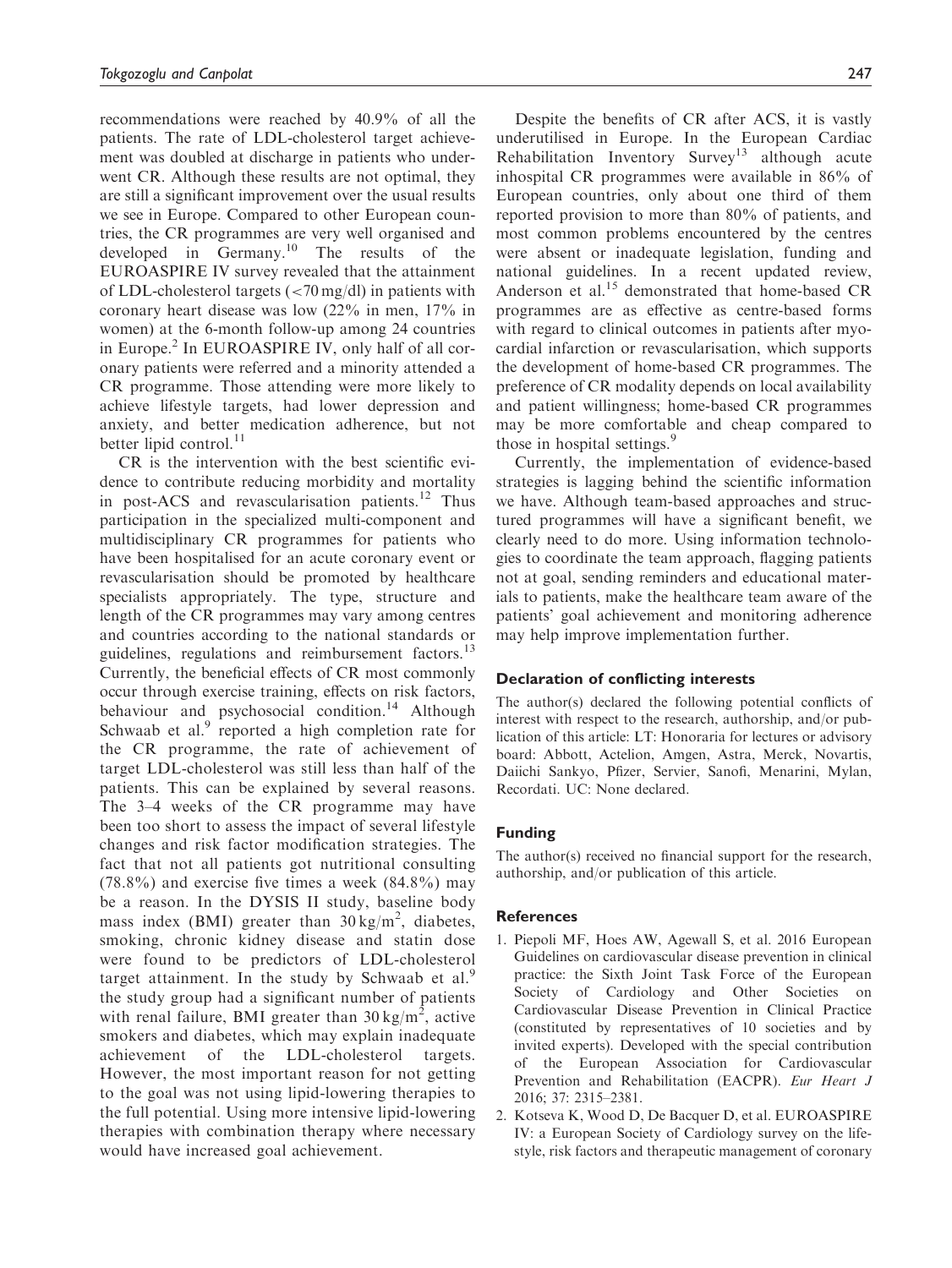recommendations were reached by 40.9% of all the patients. The rate of LDL-cholesterol target achievement was doubled at discharge in patients who underwent CR. Although these results are not optimal, they are still a significant improvement over the usual results we see in Europe. Compared to other European countries, the CR programmes are very well organised and developed in Germany.[10] The results of the EUROASPIRE IV survey revealed that the attainment of LDL-cholesterol targets (<70 mg/dl) in patients with coronary heart disease was low (22% in men, 17% in women) at the 6-month follow-up among 24 countries in Europe.[2] In EUROASPIRE IV, only half of all coronary patients were referred and a minority attended a CR programme. Those attending were more likely to achieve lifestyle targets, had lower depression and anxiety, and better medication adherence, but not better lipid control.[11]

CR is the intervention with the best scientific evidence to contribute reducing morbidity and mortality in post-ACS and revascularisation patients.[12] Thus participation in the specialized multi-component and multidisciplinary CR programmes for patients who have been hospitalised for an acute coronary event or revascularisation should be promoted by healthcare specialists appropriately. The type, structure and length of the CR programmes may vary among centres and countries according to the national standards or guidelines, regulations and reimbursement factors.[13] Currently, the beneficial effects of CR most commonly occur through exercise training, effects on risk factors, behaviour and psychosocial condition.[14] Although Schwaab et al.[9] reported a high completion rate for the CR programme, the rate of achievement of target LDL-cholesterol was still less than half of the patients. This can be explained by several reasons. The 3–4 weeks of the CR programme may have been too short to assess the impact of several lifestyle changes and risk factor modification strategies. The fact that not all patients got nutritional consulting (78.8%) and exercise five times a week (84.8%) may be a reason. In the DYSIS II study, baseline body mass index (BMI) greater than 30 kg/m$^2$, diabetes, smoking, chronic kidney disease and statin dose were found to be predictors of LDL-cholesterol target attainment. In the study by Schwaab et al.[9] the study group had a significant number of patients with renal failure, BMI greater than 30 kg/m$^2$, active smokers and diabetes, which may explain inadequate achievement of the LDL-cholesterol targets. However, the most important reason for not getting to the goal was not using lipid-lowering therapies to the full potential. Using more intensive lipid-lowering therapies with combination therapy where necessary would have increased goal achievement.

Despite the benefits of CR after ACS, it is vastly underutilised in Europe. In the European Cardiac Rehabilitation Inventory Survey[13] although acute inhospital CR programmes were available in 86% of European countries, only about one third of them reported provision to more than 80% of patients, and most common problems encountered by the centres were absent or inadequate legislation, funding and national guidelines. In a recent updated review, Anderson et al.[15] demonstrated that home-based CR programmes are as effective as centre-based forms with regard to clinical outcomes in patients after myocardial infarction or revascularisation, which supports the development of home-based CR programmes. The preference of CR modality depends on local availability and patient willingness; home-based CR programmes may be more comfortable and cheap compared to those in hospital settings.[9]

Currently, the implementation of evidence-based strategies is lagging behind the scientific information we have. Although team-based approaches and structured programmes will have a significant benefit, we clearly need to do more. Using information technologies to coordinate the team approach, flagging patients not at goal, sending reminders and educational materials to patients, make the healthcare team aware of the patients' goal achievement and monitoring adherence may help improve implementation further.

## Declaration of conflicting interests

The author(s) declared the following potential conflicts of interest with respect to the research, authorship, and/or publication of this article: LT: Honoraria for lectures or advisory board: Abbott, Actelion, Amgen, Astra, Merck, Novartis, Daiichi Sankyo, Pfizer, Servier, Sanofi, Menarini, Mylan, Recordati. UC: None declared.

## Funding

The author(s) received no financial support for the research, authorship, and/or publication of this article.

## References

1. Piepoli MF, Hoes AW, Agewall S, et al. 2016 European Guidelines on cardiovascular disease prevention in clinical practice: the Sixth Joint Task Force of the European Society of Cardiology and Other Societies on Cardiovascular Disease Prevention in Clinical Practice (constituted by representatives of 10 societies and by invited experts). Developed with the special contribution of the European Association for Cardiovascular Prevention and Rehabilitation (EACPR). *Eur Heart J* 2016; 37: 2315–2381.
2. Kotseva K, Wood D, De Bacquer D, et al. EUROASPIRE IV: a European Society of Cardiology survey on the lifestyle, risk factors and therapeutic management of coronary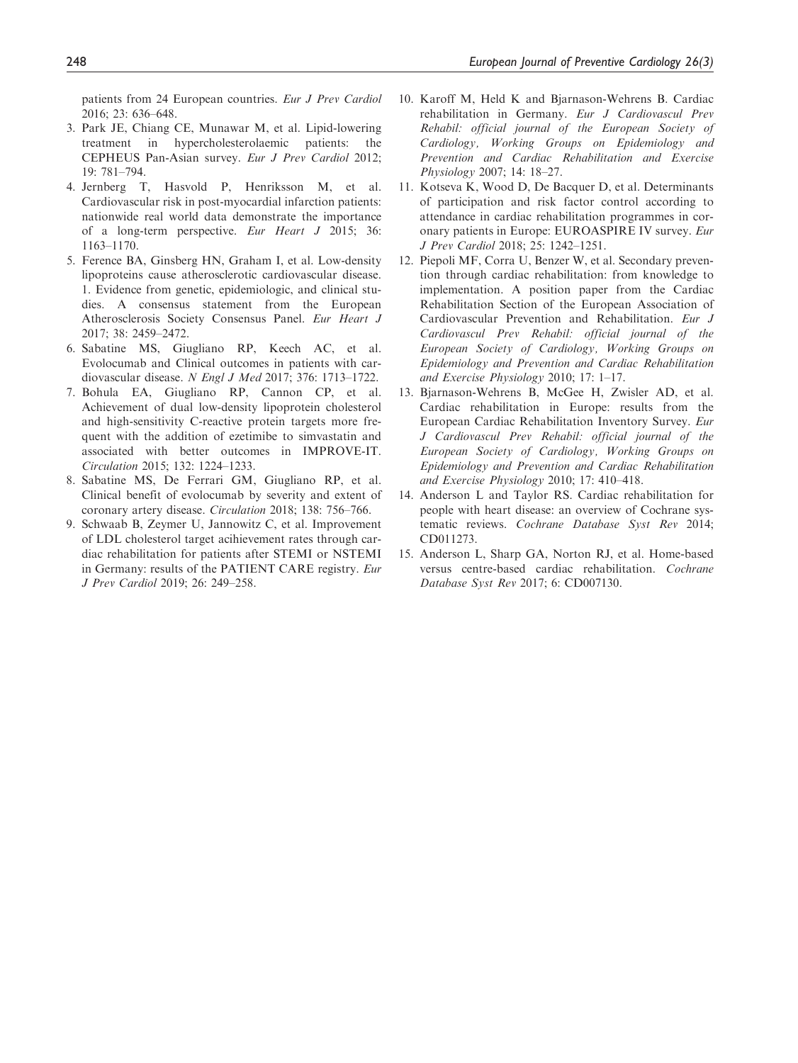patients from 24 European countries. *Eur J Prev Cardiol* 2016; 23: 636–648.

3. Park JE, Chiang CE, Munawar M, et al. Lipid-lowering treatment in hypercholesterolaemic patients: the CEPHEUS Pan-Asian survey. *Eur J Prev Cardiol* 2012; 19: 781–794.
4. Jernberg T, Hasvold P, Henriksson M, et al. Cardiovascular risk in post-myocardial infarction patients: nationwide real world data demonstrate the importance of a long-term perspective. *Eur Heart J* 2015; 36: 1163–1170.
5. Ference BA, Ginsberg HN, Graham I, et al. Low-density lipoproteins cause atherosclerotic cardiovascular disease. 1. Evidence from genetic, epidemiologic, and clinical studies. A consensus statement from the European Atherosclerosis Society Consensus Panel. *Eur Heart J* 2017; 38: 2459–2472.
6. Sabatine MS, Giugliano RP, Keech AC, et al. Evolocumab and Clinical outcomes in patients with cardiovascular disease. *N Engl J Med* 2017; 376: 1713–1722.
7. Bohula EA, Giugliano RP, Cannon CP, et al. Achievement of dual low-density lipoprotein cholesterol and high-sensitivity C-reactive protein targets more frequent with the addition of ezetimibe to simvastatin and associated with better outcomes in IMPROVE-IT. *Circulation* 2015; 132: 1224–1233.
8. Sabatine MS, De Ferrari GM, Giugliano RP, et al. Clinical benefit of evolocumab by severity and extent of coronary artery disease. *Circulation* 2018; 138: 756–766.
9. Schwaab B, Zeymer U, Jannowitz C, et al. Improvement of LDL cholesterol target acihievement rates through cardiac rehabilitation for patients after STEMI or NSTEMI in Germany: results of the PATIENT CARE registry. *Eur J Prev Cardiol* 2019; 26: 249–258.
10. Karoff M, Held K and Bjarnason-Wehrens B. Cardiac rehabilitation in Germany. *Eur J Cardiovascul Prev Rehabil: official journal of the European Society of Cardiology, Working Groups on Epidemiology and Prevention and Cardiac Rehabilitation and Exercise Physiology* 2007; 14: 18–27.
11. Kotseva K, Wood D, De Bacquer D, et al. Determinants of participation and risk factor control according to attendance in cardiac rehabilitation programmes in coronary patients in Europe: EUROASPIRE IV survey. *Eur J Prev Cardiol* 2018; 25: 1242–1251.
12. Piepoli MF, Corra U, Benzer W, et al. Secondary prevention through cardiac rehabilitation: from knowledge to implementation. A position paper from the Cardiac Rehabilitation Section of the European Association of Cardiovascular Prevention and Rehabilitation. *Eur J Cardiovascul Prev Rehabil: official journal of the European Society of Cardiology, Working Groups on Epidemiology and Prevention and Cardiac Rehabilitation and Exercise Physiology* 2010; 17: 1–17.
13. Bjarnason-Wehrens B, McGee H, Zwisler AD, et al. Cardiac rehabilitation in Europe: results from the European Cardiac Rehabilitation Inventory Survey. *Eur J Cardiovascul Prev Rehabil: official journal of the European Society of Cardiology, Working Groups on Epidemiology and Prevention and Cardiac Rehabilitation and Exercise Physiology* 2010; 17: 410–418.
14. Anderson L and Taylor RS. Cardiac rehabilitation for people with heart disease: an overview of Cochrane systematic reviews. *Cochrane Database Syst Rev* 2014; CD011273.
15. Anderson L, Sharp GA, Norton RJ, et al. Home-based versus centre-based cardiac rehabilitation. *Cochrane Database Syst Rev* 2017; 6: CD007130.